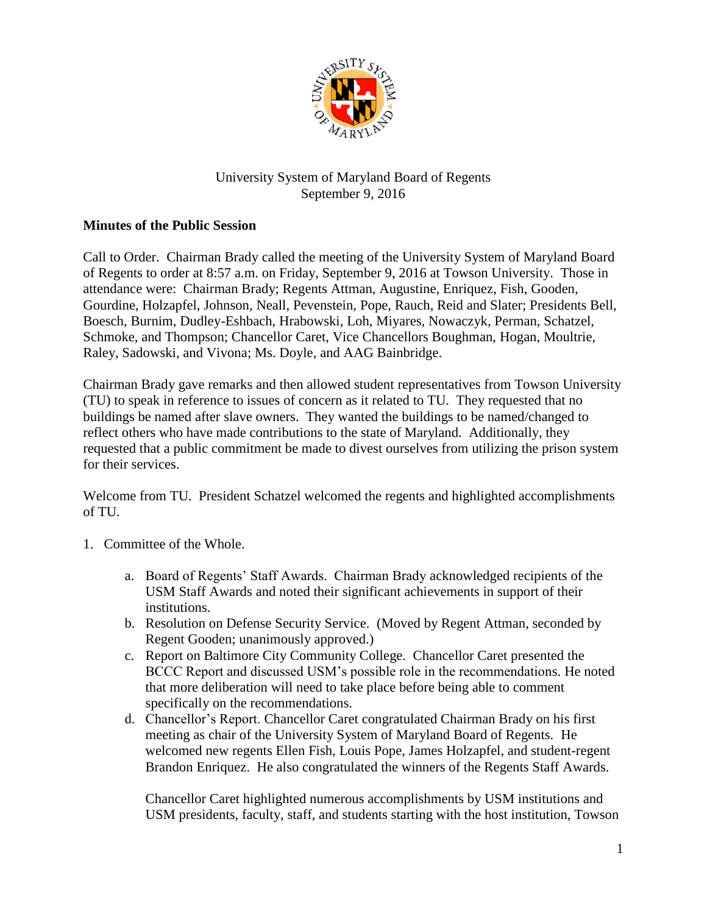University System of Maryland Board of Regents
September 9, 2016

**Minutes of the Public Session**

Call to Order. Chairman Brady called the meeting of the University System of Maryland Board of Regents to order at 8:57 a.m. on Friday, September 9, 2016 at Towson University. Those in attendance were: Chairman Brady; Regents Attman, Augustine, Enriquez, Fish, Gooden, Gourdine, Holzapfel, Johnson, Neall, Pevenstein, Pope, Rauch, Reid and Slater; Presidents Bell, Boesch, Burnim, Dudley-Eshbach, Hrabowski, Loh, Miyares, Nowaczyk, Perman, Schatzel, Schmoke, and Thompson; Chancellor Caret, Vice Chancellors Boughman, Hogan, Moultrie, Raley, Sadowski, and Vivona; Ms. Doyle, and AAG Bainbridge.

Chairman Brady gave remarks and then allowed student representatives from Towson University (TU) to speak in reference to issues of concern as it related to TU. They requested that no buildings be named after slave owners. They wanted the buildings to be named/changed to reflect others who have made contributions to the state of Maryland. Additionally, they requested that a public commitment be made to divest ourselves from utilizing the prison system for their services.

Welcome from TU. President Schatzel welcomed the regents and highlighted accomplishments of TU.

1. Committee of the Whole.

   a. Board of Regents' Staff Awards. Chairman Brady acknowledged recipients of the USM Staff Awards and noted their significant achievements in support of their institutions.
   b. Resolution on Defense Security Service. (Moved by Regent Attman, seconded by Regent Gooden; unanimously approved.)
   c. Report on Baltimore City Community College. Chancellor Caret presented the BCCC Report and discussed USM's possible role in the recommendations. He noted that more deliberation will need to take place before being able to comment specifically on the recommendations.
   d. Chancellor's Report. Chancellor Caret congratulated Chairman Brady on his first meeting as chair of the University System of Maryland Board of Regents. He welcomed new regents Ellen Fish, Louis Pope, James Holzapfel, and student-regent Brandon Enriquez. He also congratulated the winners of the Regents Staff Awards.

      Chancellor Caret highlighted numerous accomplishments by USM institutions and USM presidents, faculty, staff, and students starting with the host institution, Towson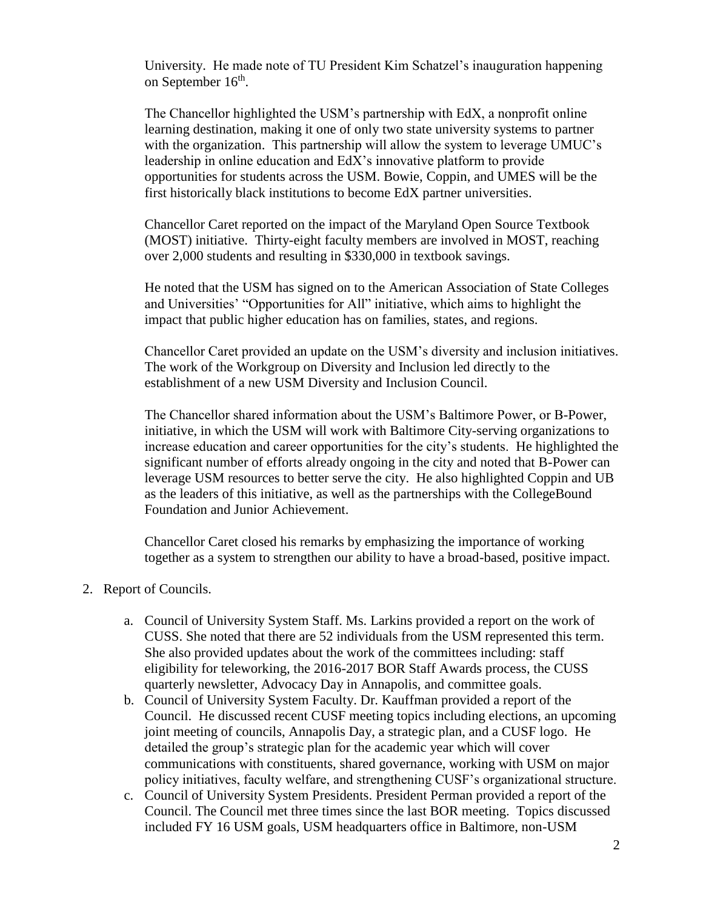University. He made note of TU President Kim Schatzel's inauguration happening on September 16th.

The Chancellor highlighted the USM's partnership with EdX, a nonprofit online learning destination, making it one of only two state university systems to partner with the organization. This partnership will allow the system to leverage UMUC's leadership in online education and EdX's innovative platform to provide opportunities for students across the USM. Bowie, Coppin, and UMES will be the first historically black institutions to become EdX partner universities.

Chancellor Caret reported on the impact of the Maryland Open Source Textbook (MOST) initiative. Thirty-eight faculty members are involved in MOST, reaching over 2,000 students and resulting in $330,000 in textbook savings.

He noted that the USM has signed on to the American Association of State Colleges and Universities' "Opportunities for All" initiative, which aims to highlight the impact that public higher education has on families, states, and regions.

Chancellor Caret provided an update on the USM's diversity and inclusion initiatives. The work of the Workgroup on Diversity and Inclusion led directly to the establishment of a new USM Diversity and Inclusion Council.

The Chancellor shared information about the USM's Baltimore Power, or B-Power, initiative, in which the USM will work with Baltimore City-serving organizations to increase education and career opportunities for the city's students. He highlighted the significant number of efforts already ongoing in the city and noted that B-Power can leverage USM resources to better serve the city. He also highlighted Coppin and UB as the leaders of this initiative, as well as the partnerships with the CollegeBound Foundation and Junior Achievement.

Chancellor Caret closed his remarks by emphasizing the importance of working together as a system to strengthen our ability to have a broad-based, positive impact.

2. Report of Councils.

   a. Council of University System Staff. Ms. Larkins provided a report on the work of CUSS. She noted that there are 52 individuals from the USM represented this term. She also provided updates about the work of the committees including: staff eligibility for teleworking, the 2016-2017 BOR Staff Awards process, the CUSS quarterly newsletter, Advocacy Day in Annapolis, and committee goals.
   b. Council of University System Faculty. Dr. Kauffman provided a report of the Council. He discussed recent CUSF meeting topics including elections, an upcoming joint meeting of councils, Annapolis Day, a strategic plan, and a CUSF logo. He detailed the group's strategic plan for the academic year which will cover communications with constituents, shared governance, working with USM on major policy initiatives, faculty welfare, and strengthening CUSF's organizational structure.
   c. Council of University System Presidents. President Perman provided a report of the Council. The Council met three times since the last BOR meeting. Topics discussed included FY 16 USM goals, USM headquarters office in Baltimore, non-USM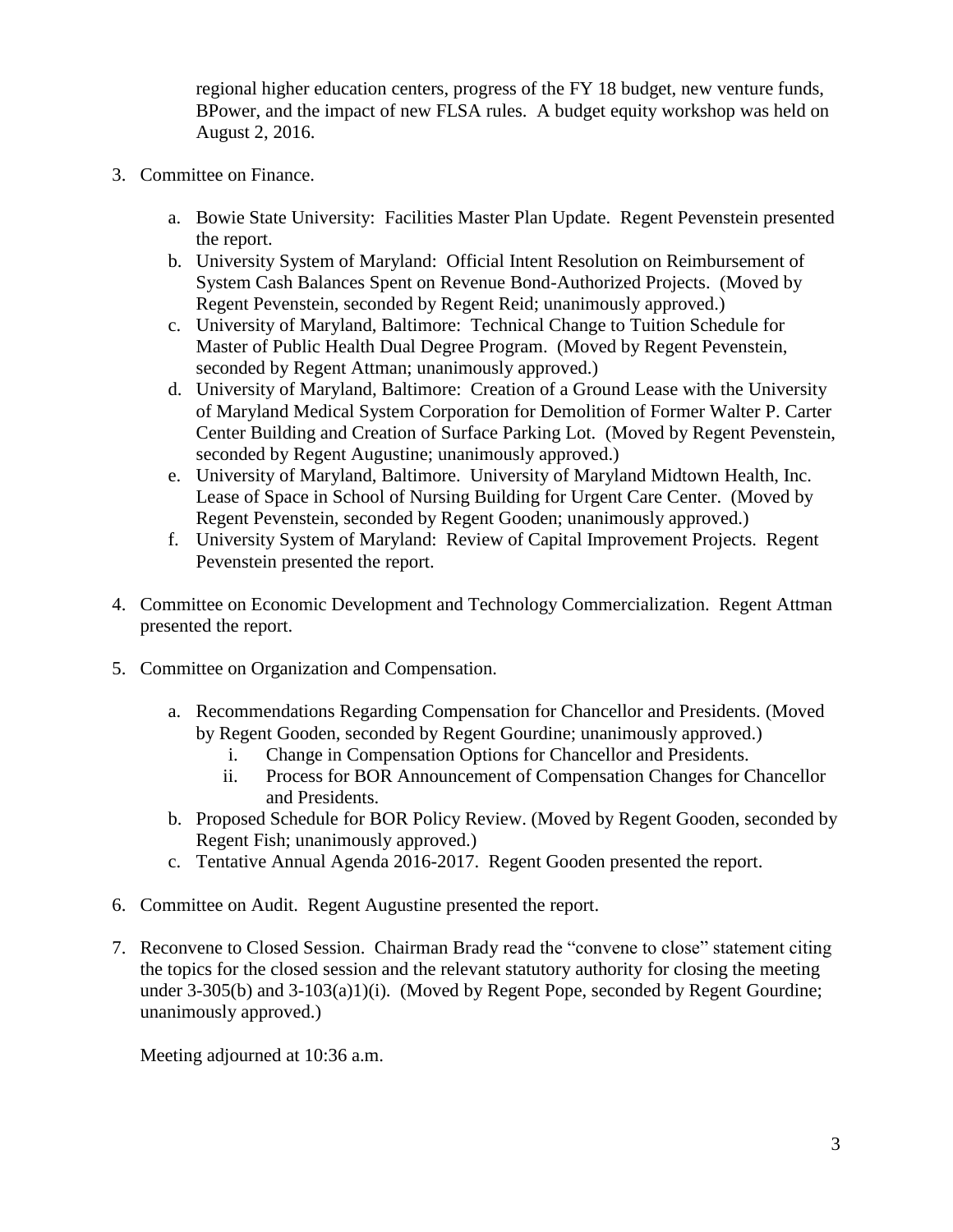regional higher education centers, progress of the FY 18 budget, new venture funds, BPower, and the impact of new FLSA rules. A budget equity workshop was held on August 2, 2016.

3. Committee on Finance.

    a. Bowie State University: Facilities Master Plan Update. Regent Pevenstein presented the report.
    b. University System of Maryland: Official Intent Resolution on Reimbursement of System Cash Balances Spent on Revenue Bond-Authorized Projects. (Moved by Regent Pevenstein, seconded by Regent Reid; unanimously approved.)
    c. University of Maryland, Baltimore: Technical Change to Tuition Schedule for Master of Public Health Dual Degree Program. (Moved by Regent Pevenstein, seconded by Regent Attman; unanimously approved.)
    d. University of Maryland, Baltimore: Creation of a Ground Lease with the University of Maryland Medical System Corporation for Demolition of Former Walter P. Carter Center Building and Creation of Surface Parking Lot. (Moved by Regent Pevenstein, seconded by Regent Augustine; unanimously approved.)
    e. University of Maryland, Baltimore. University of Maryland Midtown Health, Inc. Lease of Space in School of Nursing Building for Urgent Care Center. (Moved by Regent Pevenstein, seconded by Regent Gooden; unanimously approved.)
    f. University System of Maryland: Review of Capital Improvement Projects. Regent Pevenstein presented the report.

4. Committee on Economic Development and Technology Commercialization. Regent Attman presented the report.

5. Committee on Organization and Compensation.

    a. Recommendations Regarding Compensation for Chancellor and Presidents. (Moved by Regent Gooden, seconded by Regent Gourdine; unanimously approved.)
        i. Change in Compensation Options for Chancellor and Presidents.
        ii. Process for BOR Announcement of Compensation Changes for Chancellor and Presidents.
    b. Proposed Schedule for BOR Policy Review. (Moved by Regent Gooden, seconded by Regent Fish; unanimously approved.)
    c. Tentative Annual Agenda 2016-2017. Regent Gooden presented the report.

6. Committee on Audit. Regent Augustine presented the report.

7. Reconvene to Closed Session. Chairman Brady read the "convene to close" statement citing the topics for the closed session and the relevant statutory authority for closing the meeting under 3-305(b) and 3-103(a)1)(i). (Moved by Regent Pope, seconded by Regent Gourdine; unanimously approved.)

    Meeting adjourned at 10:36 a.m.